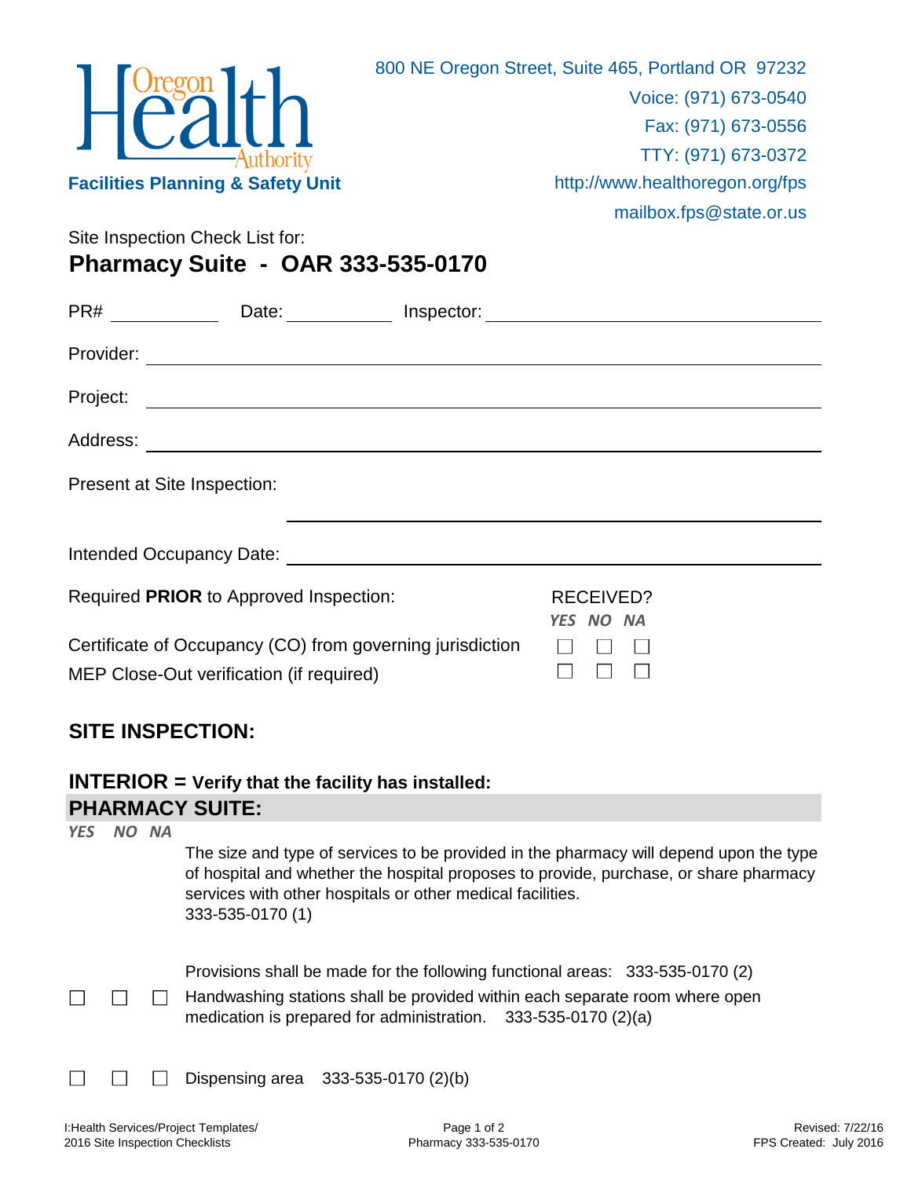Oregon Health Authority

**Facilities Planning & Safety Unit**

800 NE Oregon Street, Suite 465, Portland OR 97232
Voice: (971) 673-0540
Fax: (971) 673-0556
TTY: (971) 673-0372
http://www.healthoregon.org/fps
mailbox.fps@state.or.us

Site Inspection Check List for:

# Pharmacy Suite - OAR 333-535-0170

PR# ____________ Date: ____________ Inspector: ______________________________

Provider: ______________________________

Project: ______________________________

Address: ______________________________

Present at Site Inspection: ______________________________

Intended Occupancy Date: ______________________________

| Required **PRIOR** to Approved Inspection: | RECEIVED? *YES* | *NO* | *NA* |
|---|---|---|---|
| Certificate of Occupancy (CO) from governing jurisdiction | ☐ | ☐ | ☐ |
| MEP Close-Out verification (if required) | ☐ | ☐ | ☐ |

## SITE INSPECTION:

### INTERIOR = Verify that the facility has installed:

### PHARMACY SUITE:

| *YES* | *NO* | *NA* | |
|---|---|---|---|
| | | | The size and type of services to be provided in the pharmacy will depend upon the type of hospital and whether the hospital proposes to provide, purchase, or share pharmacy services with other hospitals or other medical facilities. 333-535-0170 (1) |
| | | | Provisions shall be made for the following functional areas: 333-535-0170 (2) |
| ☐ | ☐ | ☐ | Handwashing stations shall be provided within each separate room where open medication is prepared for administration. 333-535-0170 (2)(a) |
| ☐ | ☐ | ☐ | Dispensing area 333-535-0170 (2)(b) |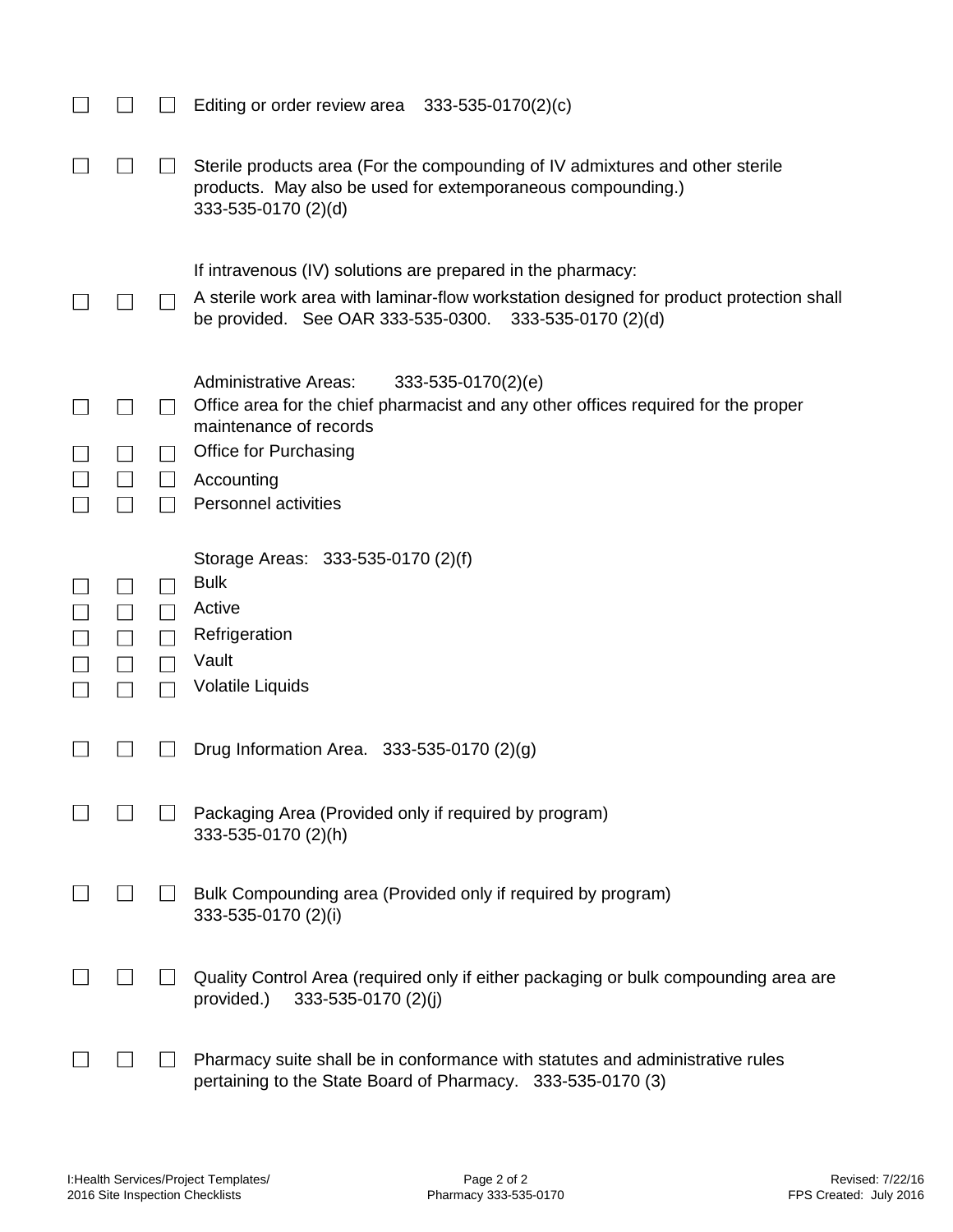| | | | |
|---|---|---|---|
| ☐ | ☐ | ☐ | Editing or order review area 333-535-0170(2)(c) |
| ☐ | ☐ | ☐ | Sterile products area (For the compounding of IV admixtures and other sterile products. May also be used for extemporaneous compounding.) 333-535-0170 (2)(d) |
| | | | If intravenous (IV) solutions are prepared in the pharmacy: |
| ☐ | ☐ | ☐ | A sterile work area with laminar-flow workstation designed for product protection shall be provided. See OAR 333-535-0300. 333-535-0170 (2)(d) |
| | | | Administrative Areas: 333-535-0170(2)(e) |
| ☐ | ☐ | ☐ | Office area for the chief pharmacist and any other offices required for the proper maintenance of records |
| ☐ | ☐ | ☐ | Office for Purchasing |
| ☐ | ☐ | ☐ | Accounting |
| ☐ | ☐ | ☐ | Personnel activities |
| | | | Storage Areas: 333-535-0170 (2)(f) |
| ☐ | ☐ | ☐ | Bulk |
| ☐ | ☐ | ☐ | Active |
| ☐ | ☐ | ☐ | Refrigeration |
| ☐ | ☐ | ☐ | Vault |
| ☐ | ☐ | ☐ | Volatile Liquids |
| ☐ | ☐ | ☐ | Drug Information Area. 333-535-0170 (2)(g) |
| ☐ | ☐ | ☐ | Packaging Area (Provided only if required by program) 333-535-0170 (2)(h) |
| ☐ | ☐ | ☐ | Bulk Compounding area (Provided only if required by program) 333-535-0170 (2)(i) |
| ☐ | ☐ | ☐ | Quality Control Area (required only if either packaging or bulk compounding area are provided.) 333-535-0170 (2)(j) |
| ☐ | ☐ | ☐ | Pharmacy suite shall be in conformance with statutes and administrative rules pertaining to the State Board of Pharmacy. 333-535-0170 (3) |

I:Health Services/Project Templates/
2016 Site Inspection Checklists

Pharmacy 333-535-0170

Revised: 7/22/16
FPS Created: July 2016